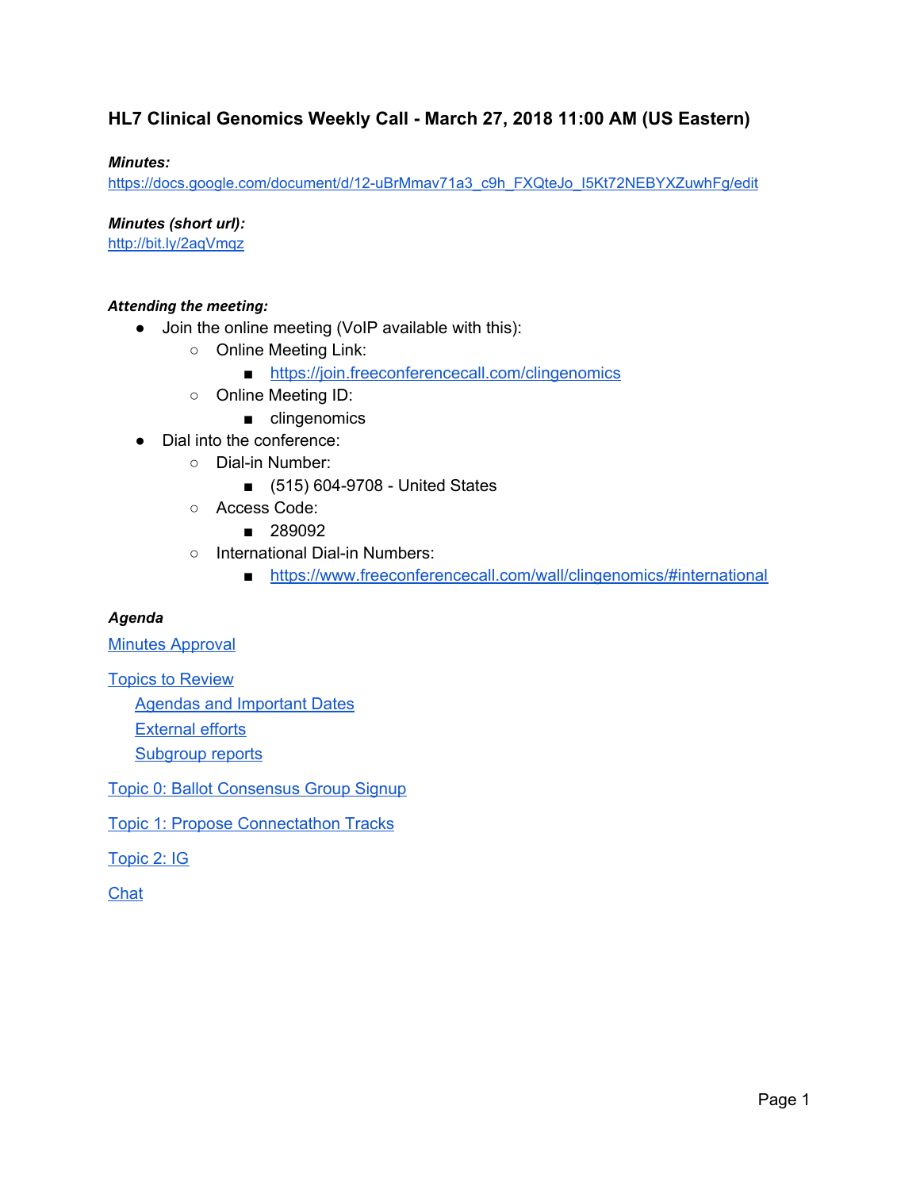# HL7 Clinical Genomics Weekly Call - March 27, 2018 11:00 AM (US Eastern)

***Minutes:***
https://docs.google.com/document/d/12-uBrMmav71a3_c9h_FXQteJo_I5Kt72NEBYXZuwhFg/edit

***Minutes (short url):***
http://bit.ly/2aqVmqz

***Attending the meeting:***

- Join the online meeting (VoIP available with this):
  - Online Meeting Link:
    - https://join.freeconferencecall.com/clingenomics
  - Online Meeting ID:
    - clingenomics
- Dial into the conference:
  - Dial-in Number:
    - (515) 604-9708 - United States
  - Access Code:
    - 289092
  - International Dial-in Numbers:
    - https://www.freeconferencecall.com/wall/clingenomics/#international

***Agenda***

Minutes Approval

Topics to Review

- Agendas and Important Dates
- External efforts
- Subgroup reports

Topic 0: Ballot Consensus Group Signup

Topic 1: Propose Connectathon Tracks

Topic 2: IG

Chat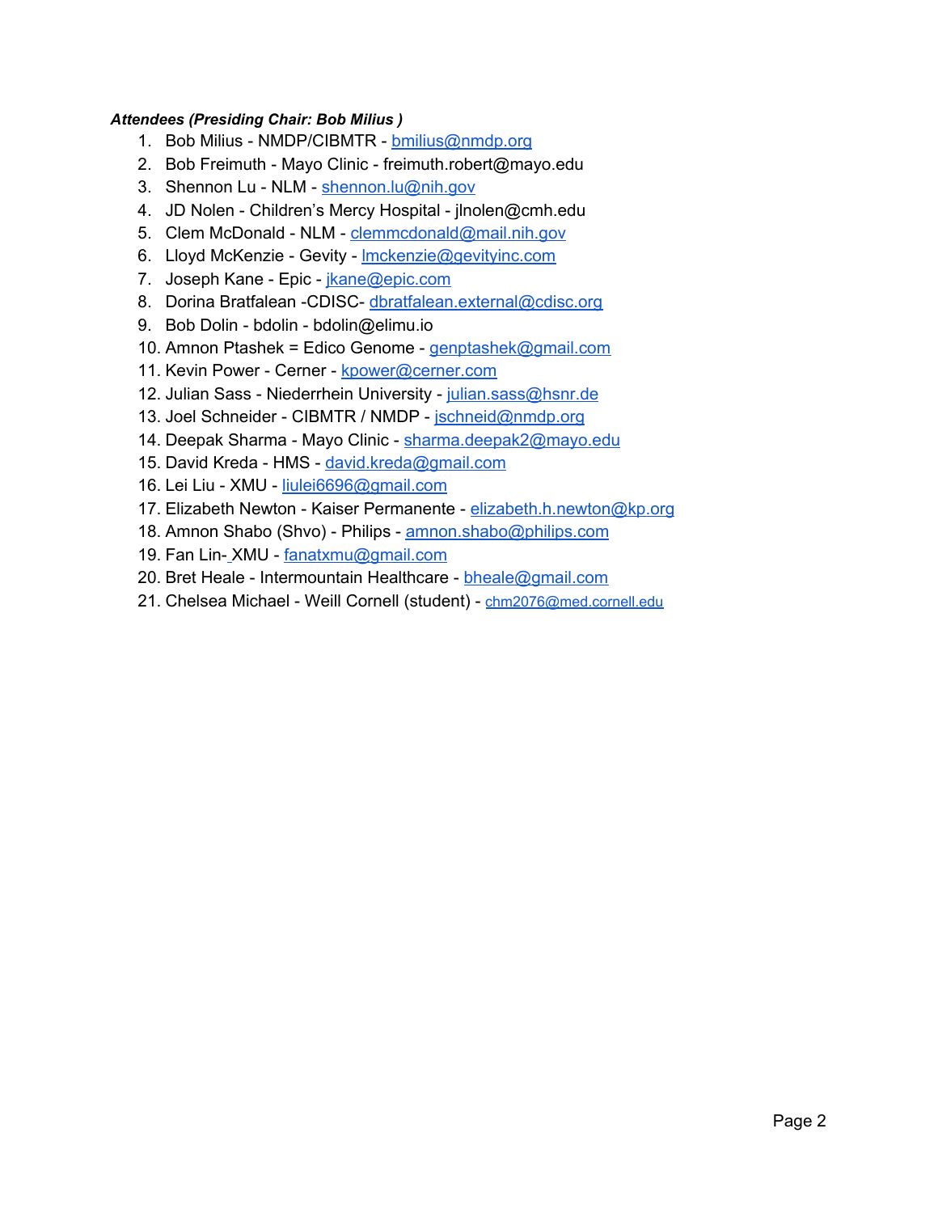***Attendees (Presiding Chair: Bob Milius )***

1. Bob Milius - NMDP/CIBMTR - bmilius@nmdp.org
2. Bob Freimuth - Mayo Clinic - freimuth.robert@mayo.edu
3. Shennon Lu - NLM - shennon.lu@nih.gov
4. JD Nolen - Children's Mercy Hospital - jlnolen@cmh.edu
5. Clem McDonald - NLM - clemmcdonald@mail.nih.gov
6. Lloyd McKenzie - Gevity - lmckenzie@gevityinc.com
7. Joseph Kane - Epic - jkane@epic.com
8. Dorina Bratfalean -CDISC- dbratfalean.external@cdisc.org
9. Bob Dolin - bdolin - bdolin@elimu.io
10. Amnon Ptashek = Edico Genome - genptashek@gmail.com
11. Kevin Power - Cerner - kpower@cerner.com
12. Julian Sass - Niederrhein University - julian.sass@hsnr.de
13. Joel Schneider - CIBMTR / NMDP - jschneid@nmdp.org
14. Deepak Sharma - Mayo Clinic - sharma.deepak2@mayo.edu
15. David Kreda - HMS - david.kreda@gmail.com
16. Lei Liu - XMU - liulei6696@gmail.com
17. Elizabeth Newton - Kaiser Permanente - elizabeth.h.newton@kp.org
18. Amnon Shabo (Shvo) - Philips - amnon.shabo@philips.com
19. Fan Lin- XMU - fanatxmu@gmail.com
20. Bret Heale - Intermountain Healthcare - bheale@gmail.com
21. Chelsea Michael - Weill Cornell (student) - chm2076@med.cornell.edu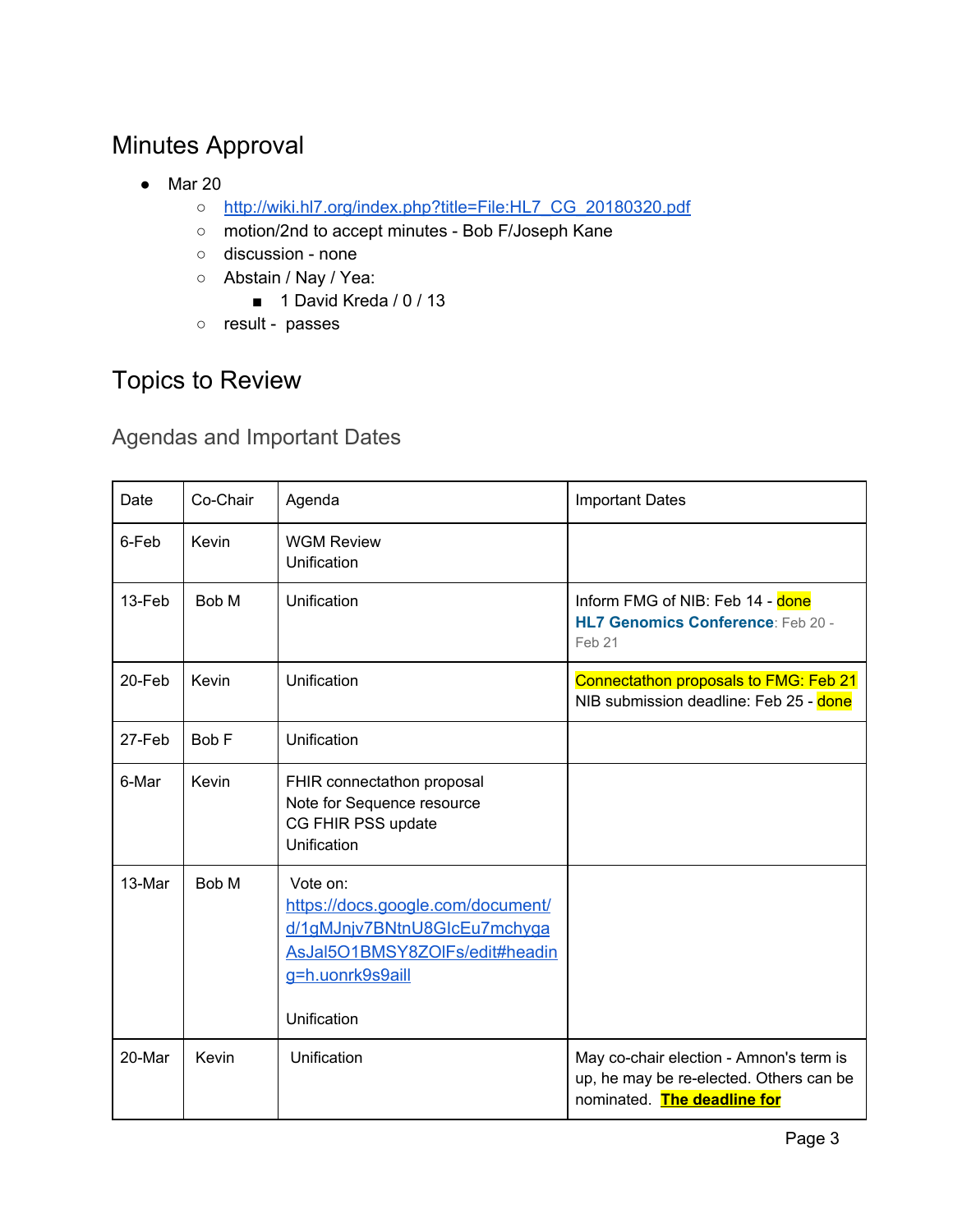## Minutes Approval

- Mar 20
    - http://wiki.hl7.org/index.php?title=File:HL7_CG_20180320.pdf
    - motion/2nd to accept minutes - Bob F/Joseph Kane
    - discussion - none
    - Abstain / Nay / Yea:
        - 1 David Kreda / 0 / 13
    - result - passes

## Topics to Review

### Agendas and Important Dates

| Date | Co-Chair | Agenda | Important Dates |
|---|---|---|---|
| 6-Feb | Kevin | WGM Review<br>Unification | |
| 13-Feb | Bob M | Unification | Inform FMG of NIB: Feb 14 - done<br>**HL7 Genomics Conference**: Feb 20 - Feb 21 |
| 20-Feb | Kevin | Unification | Connectathon proposals to FMG: Feb 21<br>NIB submission deadline: Feb 25 - done |
| 27-Feb | Bob F | Unification | |
| 6-Mar | Kevin | FHIR connectathon proposal<br>Note for Sequence resource<br>CG FHIR PSS update<br>Unification | |
| 13-Mar | Bob M | Vote on:<br>https://docs.google.com/document/d/1gMJnjv7BNtnU8GIcEu7mchygaAsJal5O1BMSY8ZOlFs/edit#heading=h.uonrk9s9aill<br><br>Unification | |
| 20-Mar | Kevin | Unification | May co-chair election - Amnon's term is up, he may be re-elected. Others can be nominated. **The deadline for** |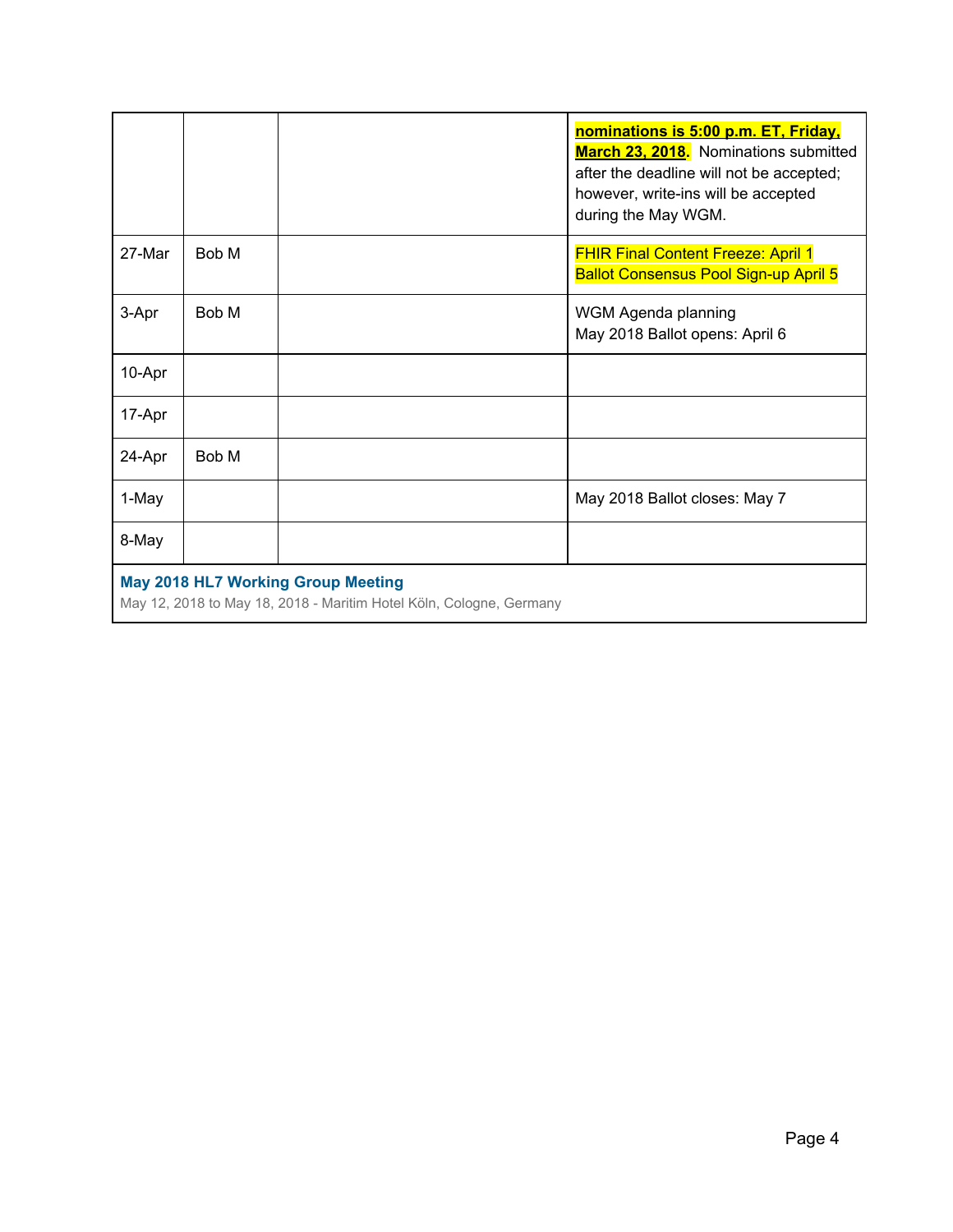| | | | |
|---|---|---|---|
| | | | **nominations is 5:00 p.m. ET, Friday, March 23, 2018.** Nominations submitted after the deadline will not be accepted; however, write-ins will be accepted during the May WGM. |
| 27-Mar | Bob M | | FHIR Final Content Freeze: April 1<br>Ballot Consensus Pool Sign-up April 5 |
| 3-Apr | Bob M | | WGM Agenda planning<br>May 2018 Ballot opens: April 6 |
| 10-Apr | | | |
| 17-Apr | | | |
| 24-Apr | Bob M | | |
| 1-May | | | May 2018 Ballot closes: May 7 |
| 8-May | | | |
| **May 2018 HL7 Working Group Meeting**<br>May 12, 2018 to May 18, 2018 - Maritim Hotel Köln, Cologne, Germany | | | |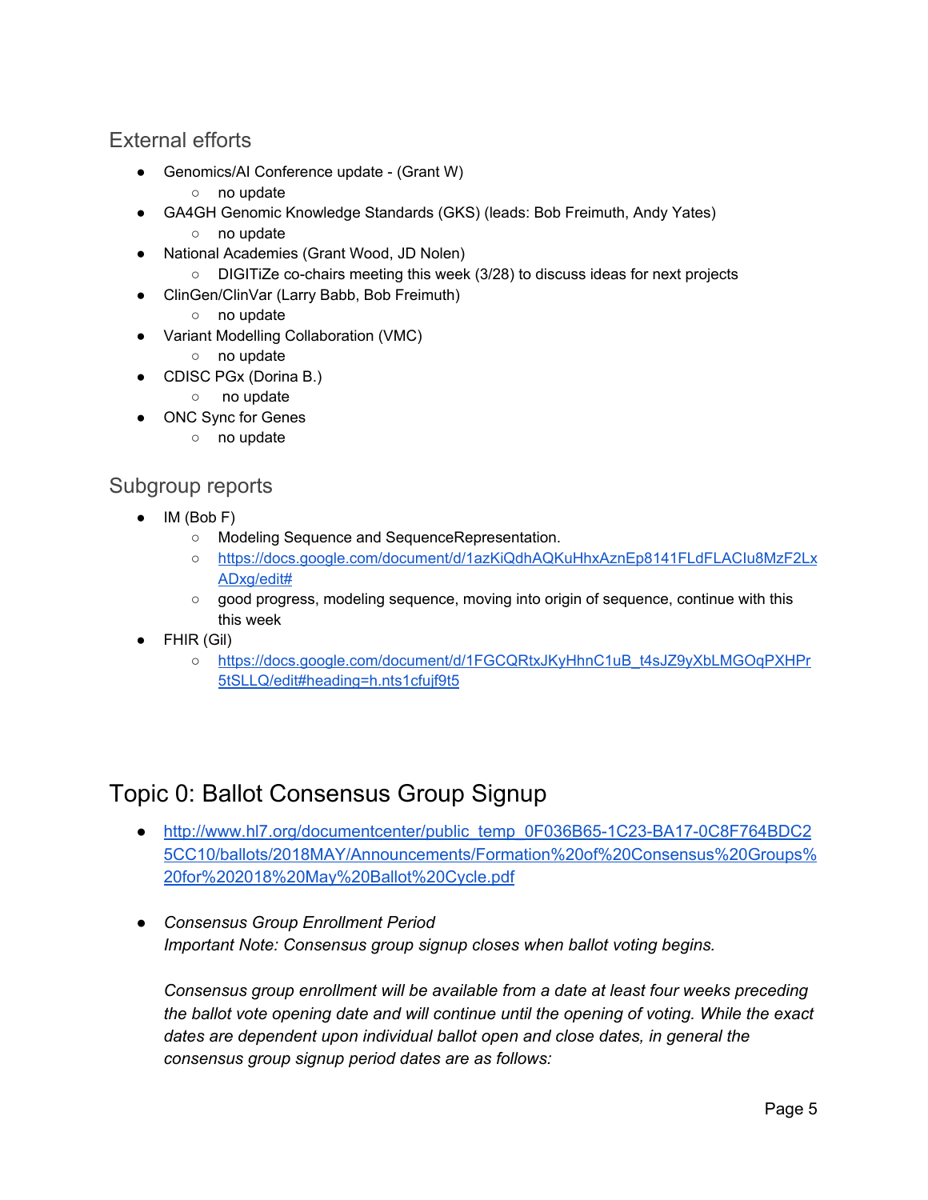## External efforts

- Genomics/AI Conference update - (Grant W)
  - no update
- GA4GH Genomic Knowledge Standards (GKS) (leads: Bob Freimuth, Andy Yates)
  - no update
- National Academies (Grant Wood, JD Nolen)
  - DIGITiZe co-chairs meeting this week (3/28) to discuss ideas for next projects
- ClinGen/ClinVar (Larry Babb, Bob Freimuth)
  - no update
- Variant Modelling Collaboration (VMC)
  - no update
- CDISC PGx (Dorina B.)
  - no update
- ONC Sync for Genes
  - no update

## Subgroup reports

- IM (Bob F)
  - Modeling Sequence and SequenceRepresentation.
  - [https://docs.google.com/document/d/1azKiQdhAQKuHhxAznEp8141FLdFLACIu8MzF2LxADxg/edit#](https://docs.google.com/document/d/1azKiQdhAQKuHhxAznEp8141FLdFLACIu8MzF2LxADxg/edit#)
  - good progress, modeling sequence, moving into origin of sequence, continue with this this week
- FHIR (Gil)
  - [https://docs.google.com/document/d/1FGCQRtxJKyHhnC1uB_t4sJZ9yXbLMGOqPXHPr5tSLLQ/edit#heading=h.nts1cfujf9t5](https://docs.google.com/document/d/1FGCQRtxJKyHhnC1uB_t4sJZ9yXbLMGOqPXHPr5tSLLQ/edit#heading=h.nts1cfujf9t5)

# Topic 0: Ballot Consensus Group Signup

- [http://www.hl7.org/documentcenter/public_temp_0F036B65-1C23-BA17-0C8F764BDC25CC10/ballots/2018MAY/Announcements/Formation%20of%20Consensus%20Groups%20for%202018%20May%20Ballot%20Cycle.pdf](http://www.hl7.org/documentcenter/public_temp_0F036B65-1C23-BA17-0C8F764BDC25CC10/ballots/2018MAY/Announcements/Formation%20of%20Consensus%20Groups%20for%202018%20May%20Ballot%20Cycle.pdf)

- *Consensus Group Enrollment Period*
  *Important Note: Consensus group signup closes when ballot voting begins.*

  *Consensus group enrollment will be available from a date at least four weeks preceding the ballot vote opening date and will continue until the opening of voting. While the exact dates are dependent upon individual ballot open and close dates, in general the consensus group signup period dates are as follows:*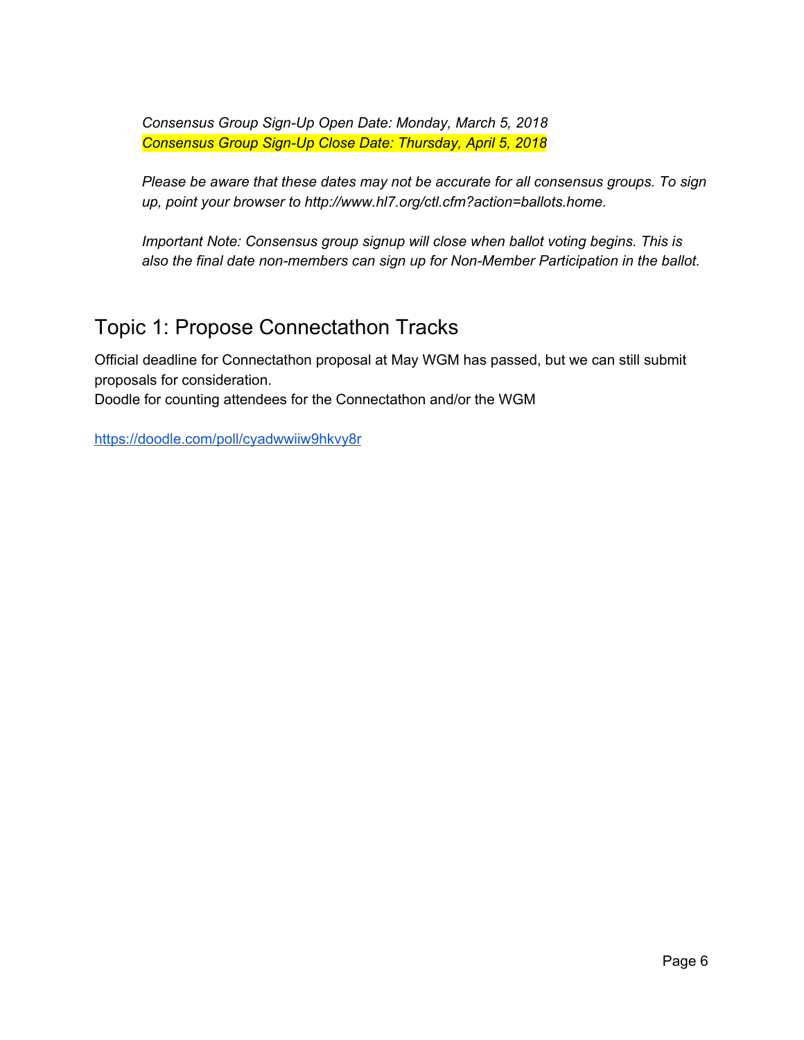*Consensus Group Sign-Up Open Date: Monday, March 5, 2018*
*Consensus Group Sign-Up Close Date: Thursday, April 5, 2018*

*Please be aware that these dates may not be accurate for all consensus groups. To sign up, point your browser to http://www.hl7.org/ctl.cfm?action=ballots.home.*

*Important Note: Consensus group signup will close when ballot voting begins. This is also the final date non-members can sign up for Non-Member Participation in the ballot.*

## Topic 1: Propose Connectathon Tracks

Official deadline for Connectathon proposal at May WGM has passed, but we can still submit proposals for consideration.
Doodle for counting attendees for the Connectathon and/or the WGM

[https://doodle.com/poll/cyadwwiiw9hkvy8r](https://doodle.com/poll/cyadwwiiw9hkvy8r)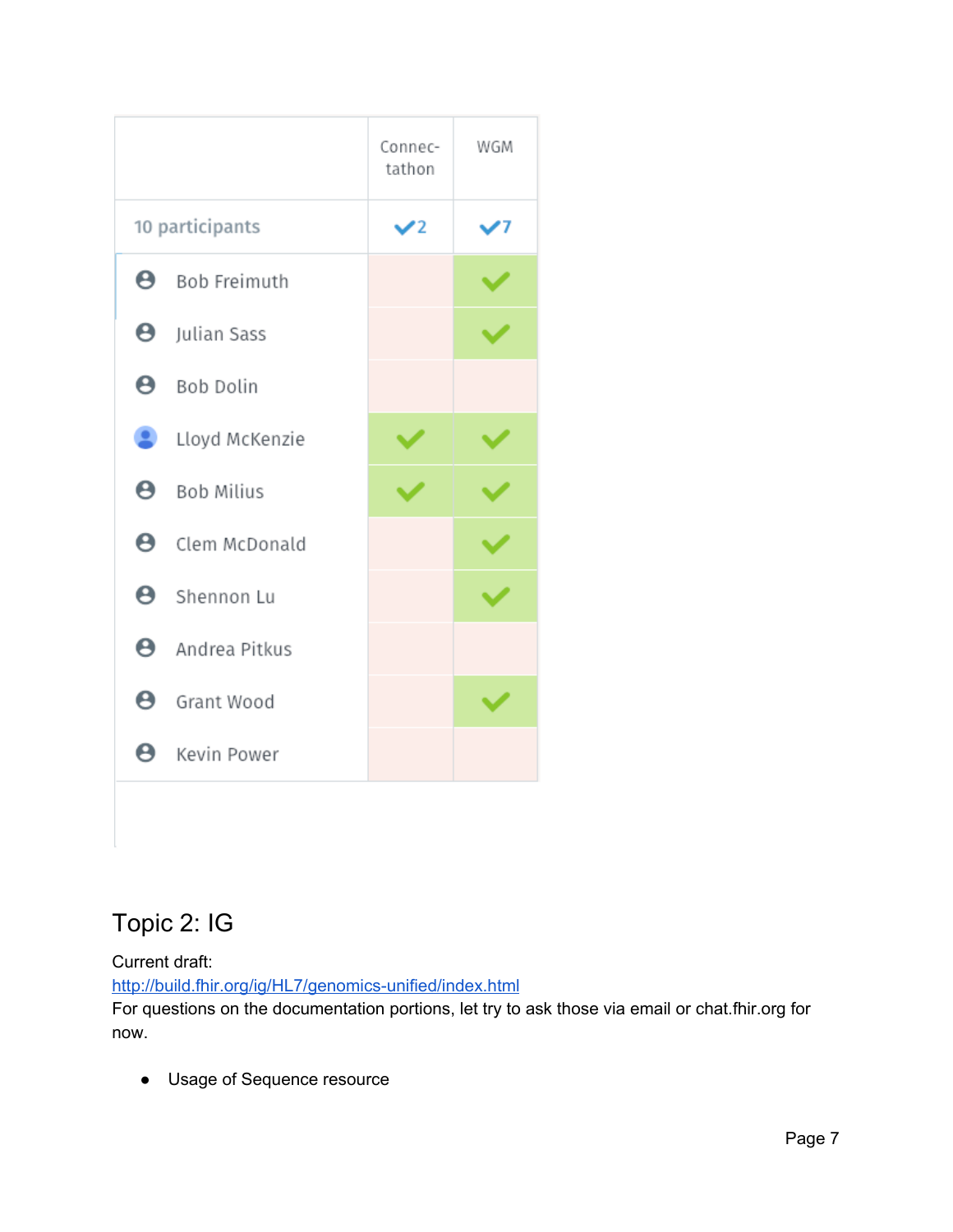| 10 participants | Connec-tathon ✓2 | WGM ✓7 |
|---|---|---|
| Bob Freimuth | | ✓ |
| Julian Sass | | ✓ |
| Bob Dolin | | |
| Lloyd McKenzie | ✓ | ✓ |
| Bob Milius | ✓ | ✓ |
| Clem McDonald | | ✓ |
| Shennon Lu | | ✓ |
| Andrea Pitkus | | |
| Grant Wood | | ✓ |
| Kevin Power | | |

## Topic 2: IG

Current draft:
http://build.fhir.org/ig/HL7/genomics-unified/index.html
For questions on the documentation portions, let try to ask those via email or chat.fhir.org for now.

- Usage of Sequence resource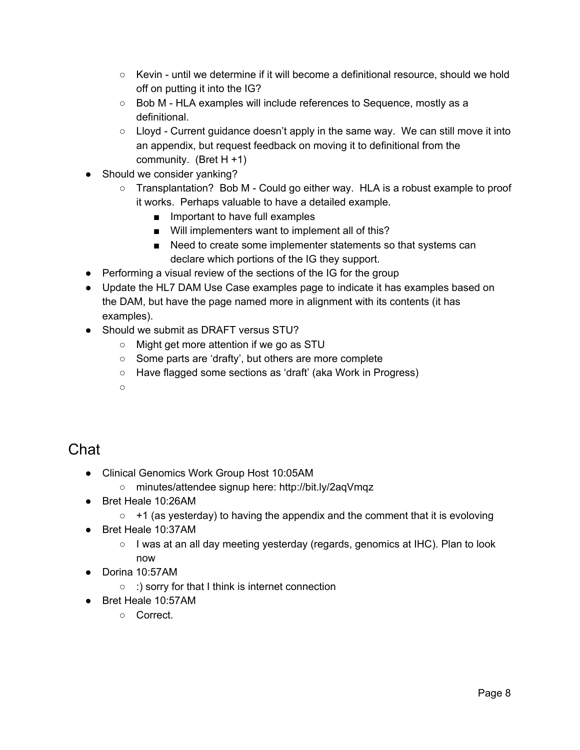- Kevin - until we determine if it will become a definitional resource, should we hold off on putting it into the IG?
    - Bob M - HLA examples will include references to Sequence, mostly as a definitional.
    - Lloyd - Current guidance doesn't apply in the same way. We can still move it into an appendix, but request feedback on moving it to definitional from the community. (Bret H +1)
- Should we consider yanking?
    - Transplantation? Bob M - Could go either way. HLA is a robust example to proof it works. Perhaps valuable to have a detailed example.
        - Important to have full examples
        - Will implementers want to implement all of this?
        - Need to create some implementer statements so that systems can declare which portions of the IG they support.
- Performing a visual review of the sections of the IG for the group
- Update the HL7 DAM Use Case examples page to indicate it has examples based on the DAM, but have the page named more in alignment with its contents (it has examples).
- Should we submit as DRAFT versus STU?
    - Might get more attention if we go as STU
    - Some parts are 'drafty', but others are more complete
    - Have flagged some sections as 'draft' (aka Work in Progress)
    -

## Chat

- Clinical Genomics Work Group Host 10:05AM
    - minutes/attendee signup here: http://bit.ly/2aqVmqz
- Bret Heale 10:26AM
    - +1 (as yesterday) to having the appendix and the comment that it is evoloving
- Bret Heale 10:37AM
    - I was at an all day meeting yesterday (regards, genomics at IHC). Plan to look now
- Dorina 10:57AM
    - :) sorry for that I think is internet connection
- Bret Heale 10:57AM
    - Correct.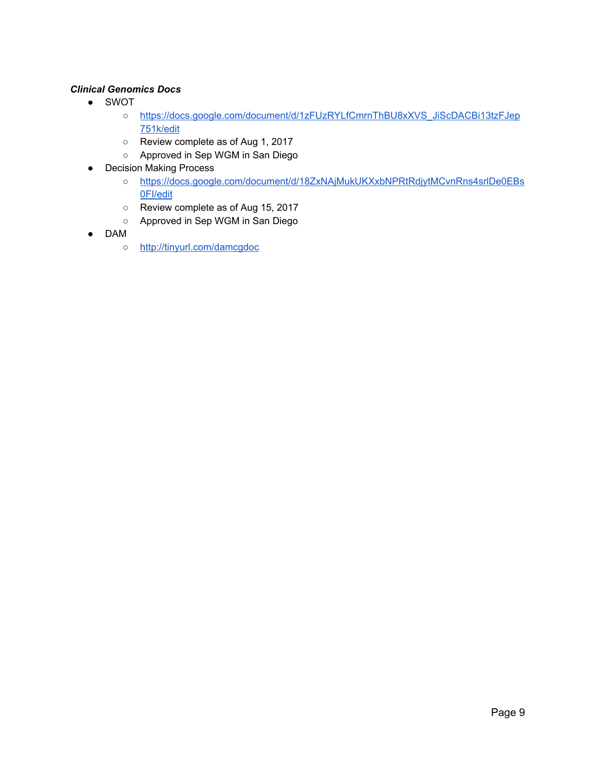***Clinical Genomics Docs***

- SWOT
  - https://docs.google.com/document/d/1zFUzRYLfCmrnThBU8xXVS_JiScDACBi13tzFJep751k/edit
  - Review complete as of Aug 1, 2017
  - Approved in Sep WGM in San Diego
- Decision Making Process
  - https://docs.google.com/document/d/18ZxNAjMukUKXxbNPRtRdjytMCvnRns4srlDe0EBs0FI/edit
  - Review complete as of Aug 15, 2017
  - Approved in Sep WGM in San Diego
- DAM
  - http://tinyurl.com/damcgdoc